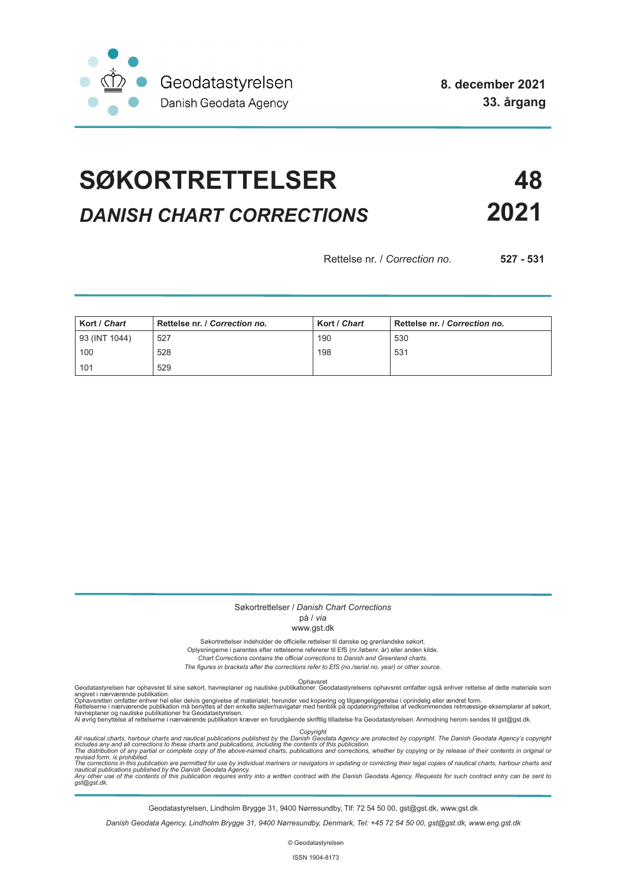Geodatastyrelsen
Danish Geodata Agency

**8. december 2021**
**33. årgang**

# SØKORTRETTELSER **48**

## *DANISH CHART CORRECTIONS* **2021**

Rettelse nr. / *Correction no.* **527 - 531**

| **Kort** / ***Chart*** | **Rettelse nr.** / ***Correction no.*** | **Kort** / ***Chart*** | **Rettelse nr.** / ***Correction no.*** |
|---|---|---|---|
| 93 (INT 1044) | 527 | 190 | 530 |
| 100 | 528 | 198 | 531 |
| 101 | 529 | | |

Søkortrettelser / *Danish Chart Corrections*
på / *via*
www.gst.dk

Søkortrettelser indeholder de officielle rettelser til danske og grønlandske søkort.
Oplysningerne i parentes efter rettelserne refererer til EfS (nr./løbenr. år) eller anden kilde.
*Chart Corrections contains the official corrections to Danish and Greenland charts.*
*The figures in brackets after the corrections refer to EfS (no./serial no. year) or other source.*

Ophavsret
Geodatastyrelsen har ophavsret til sine søkort, havneplaner og nautiske publikationer. Geodatastyrelsens ophavsret omfatter også enhver rettelse af dette materiale som angivet i nærværende publikation.
Ophavsretten omfatter enhver hel eller delvis gengivelse af materialet, herunder ved kopiering og tilgængeliggørelse i oprindelig eller ændret form.
Rettelserne i nærværende publikation må benyttes af den enkelte sejler/navigatør med henblik på opdatering/rettelse af vedkommendes retmæssige eksemplarer af søkort, havneplaner og nautiske publikationer fra Geodatastyrelsen.
Al øvrig benyttelse af rettelserne i nærværende publikation kræver en forudgående skriftlig tilladelse fra Geodatastyrelsen. Anmodning herom sendes til gst@gst.dk.

*Copyright*
*All nautical charts, harbour charts and nautical publications published by the Danish Geodata Agency are protected by copyright. The Danish Geodata Agency's copyright includes any and all corrections to these charts and publications, including the contents of this publication.*
*The distribution of any partial or complete copy of the above-named charts, publications and corrections, whether by copying or by release of their contents in original or revised form, is prohibited.*
*The corrections in this publication are permitted for use by individual mariners or navigators in updating or correcting their legal copies of nautical charts, harbour charts and nautical publications published by the Danish Geodata Agency.*
*Any other use of the contents of this publication requires entry into a written contract with the Danish Geodata Agency. Requests for such contract entry can be sent to gst@gst.dk.*

Geodatastyrelsen, Lindholm Brygge 31, 9400 Nørresundby, Tlf: 72 54 50 00, gst@gst.dk, www.gst.dk

*Danish Geodata Agency, Lindholm Brygge 31, 9400 Nørresundby, Denmark, Tel: +45 72 54 50 00, gst@gst.dk, www.eng.gst.dk*

© Geodatastyrelsen

ISSN 1904-8173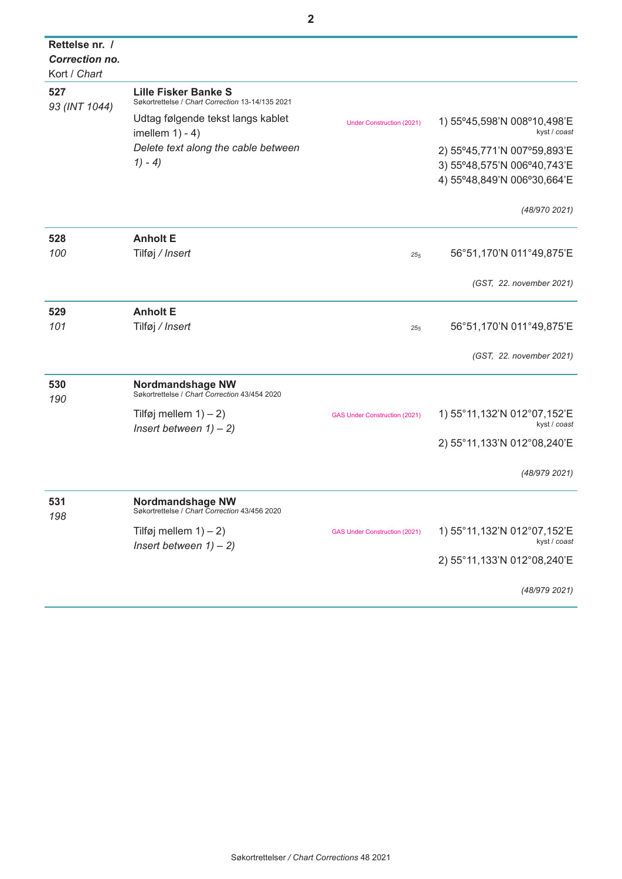| **Rettelse nr. /** ***Correction no.*** Kort / *Chart* | | | |
|---|---|---|---|
| **527** *93 (INT 1044)* | **Lille Fisker Banke S** Søkortrettelse / *Chart Correction* 13-14/135 2021 | | |
| | Udtag følgende tekst langs kablet imellem 1) - 4) *Delete text along the cable between 1) - 4)* | Under Construction (2021) | 1) 55º45,598'N 008º10,498'E kyst / *coast* 2) 55º45,771'N 007º59,893'E 3) 55º48,575'N 006º40,743'E 4) 55º48,849'N 006º30,664'E |
| | | | *(48/970 2021)* |
| **528** *100* | **Anholt E** Tilføj / *Insert* | $25_5$ | 56°51,170'N 011°49,875'E |
| | | | *(GST, 22. november 2021)* |
| **529** *101* | **Anholt E** Tilføj / *Insert* | $25_5$ | 56°51,170'N 011°49,875'E |
| | | | *(GST, 22. november 2021)* |
| **530** *190* | **Nordmandshage NW** Søkortrettelse / *Chart Correction* 43/454 2020 | | |
| | Tilføj mellem 1) – 2) *Insert between 1) – 2)* | GAS Under Construction (2021) | 1) 55°11,132'N 012°07,152'E kyst / *coast* 2) 55°11,133'N 012°08,240'E |
| | | | *(48/979 2021)* |
| **531** *198* | **Nordmandshage NW** Søkortrettelse / *Chart Correction* 43/456 2020 | | |
| | Tilføj mellem 1) – 2) *Insert between 1) – 2)* | GAS Under Construction (2021) | 1) 55°11,132'N 012°07,152'E kyst / *coast* 2) 55°11,133'N 012°08,240'E |
| | | | *(48/979 2021)* |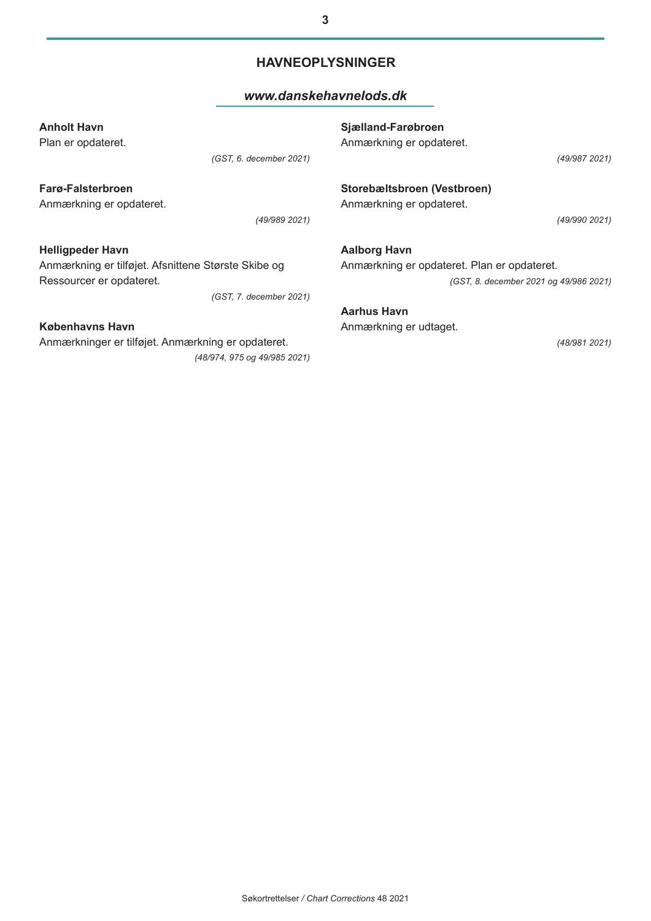## HAVNEOPLYSNINGER

***www.danskehavnelods.dk***

**Anholt Havn**
Plan er opdateret.

*(GST, 6. december 2021)*

**Farø-Falsterbroen**
Anmærkning er opdateret.

*(49/989 2021)*

**Helligpeder Havn**
Anmærkning er tilføjet. Afsnittene Største Skibe og Ressourcer er opdateret.

*(GST, 7. december 2021)*

**Københavns Havn**
Anmærkninger er tilføjet. Anmærkning er opdateret.

*(48/974, 975 og 49/985 2021)*

**Sjælland-Farøbroen**
Anmærkning er opdateret.

*(49/987 2021)*

**Storebæltsbroen (Vestbroen)**
Anmærkning er opdateret.

*(49/990 2021)*

**Aalborg Havn**
Anmærkning er opdateret. Plan er opdateret.

*(GST, 8. december 2021 og 49/986 2021)*

**Aarhus Havn**
Anmærkning er udtaget.

*(48/981 2021)*